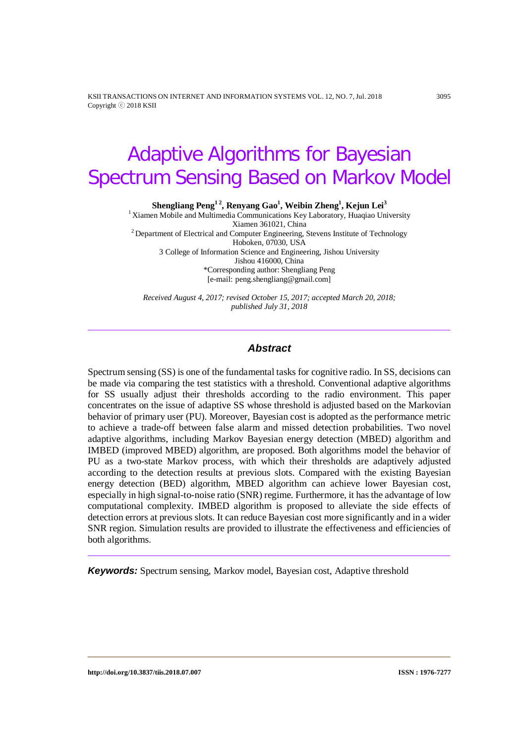# Adaptive Algorithms for Bayesian Spectrum Sensing Based on Markov Model

**Shengliang Peng[1 2], Renyang Gao[1], Weibin Zheng[1], Kejun Lei[3]**

[1] Xiamen Mobile and Multimedia Communications Key Laboratory, Huaqiao University
Xiamen 361021, China
[2] Department of Electrical and Computer Engineering, Stevens Institute of Technology
Hoboken, 07030, USA
3 College of Information Science and Engineering, Jishou University
Jishou 416000, China
*Corresponding author: Shengliang Peng
[e-mail: peng.shengliang@gmail.com]

*Received August 4, 2017; revised October 15, 2017; accepted March 20, 2018; published July 31, 2018*

## Abstract

Spectrum sensing (SS) is one of the fundamental tasks for cognitive radio. In SS, decisions can be made via comparing the test statistics with a threshold. Conventional adaptive algorithms for SS usually adjust their thresholds according to the radio environment. This paper concentrates on the issue of adaptive SS whose threshold is adjusted based on the Markovian behavior of primary user (PU). Moreover, Bayesian cost is adopted as the performance metric to achieve a trade-off between false alarm and missed detection probabilities. Two novel adaptive algorithms, including Markov Bayesian energy detection (MBED) algorithm and IMBED (improved MBED) algorithm, are proposed. Both algorithms model the behavior of PU as a two-state Markov process, with which their thresholds are adaptively adjusted according to the detection results at previous slots. Compared with the existing Bayesian energy detection (BED) algorithm, MBED algorithm can achieve lower Bayesian cost, especially in high signal-to-noise ratio (SNR) regime. Furthermore, it has the advantage of low computational complexity. IMBED algorithm is proposed to alleviate the side effects of detection errors at previous slots. It can reduce Bayesian cost more significantly and in a wider SNR region. Simulation results are provided to illustrate the effectiveness and efficiencies of both algorithms.

***Keywords:*** Spectrum sensing, Markov model, Bayesian cost, Adaptive threshold

http://doi.org/10.3837/tiis.2018.07.007 ISSN : 1976-7277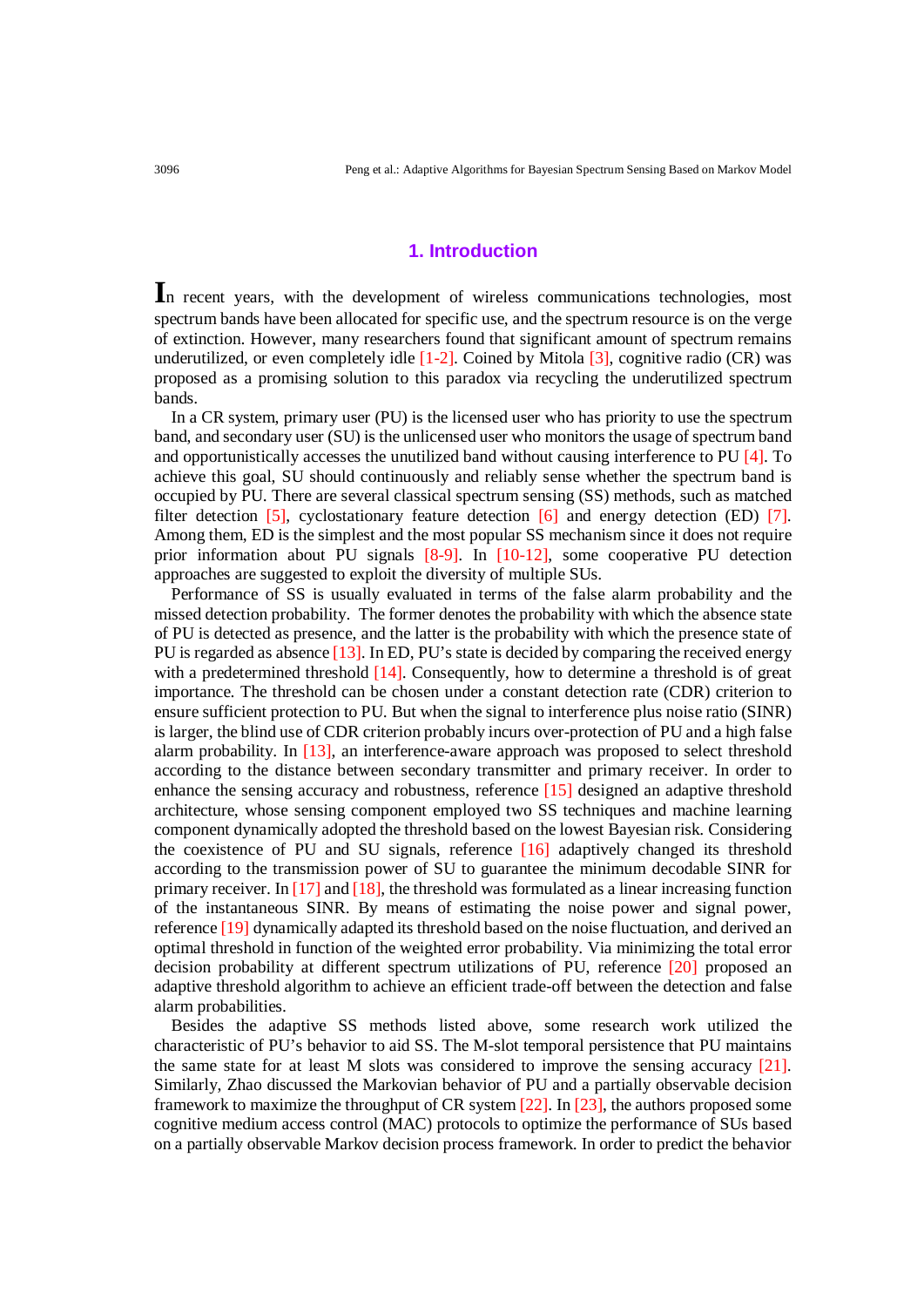## 1. Introduction

In recent years, with the development of wireless communications technologies, most spectrum bands have been allocated for specific use, and the spectrum resource is on the verge of extinction. However, many researchers found that significant amount of spectrum remains underutilized, or even completely idle [1-2]. Coined by Mitola [3], cognitive radio (CR) was proposed as a promising solution to this paradox via recycling the underutilized spectrum bands.

In a CR system, primary user (PU) is the licensed user who has priority to use the spectrum band, and secondary user (SU) is the unlicensed user who monitors the usage of spectrum band and opportunistically accesses the unutilized band without causing interference to PU [4]. To achieve this goal, SU should continuously and reliably sense whether the spectrum band is occupied by PU. There are several classical spectrum sensing (SS) methods, such as matched filter detection [5], cyclostationary feature detection [6] and energy detection (ED) [7]. Among them, ED is the simplest and the most popular SS mechanism since it does not require prior information about PU signals [8-9]. In [10-12], some cooperative PU detection approaches are suggested to exploit the diversity of multiple SUs.

Performance of SS is usually evaluated in terms of the false alarm probability and the missed detection probability. The former denotes the probability with which the absence state of PU is detected as presence, and the latter is the probability with which the presence state of PU is regarded as absence [13]. In ED, PU's state is decided by comparing the received energy with a predetermined threshold [14]. Consequently, how to determine a threshold is of great importance. The threshold can be chosen under a constant detection rate (CDR) criterion to ensure sufficient protection to PU. But when the signal to interference plus noise ratio (SINR) is larger, the blind use of CDR criterion probably incurs over-protection of PU and a high false alarm probability. In [13], an interference-aware approach was proposed to select threshold according to the distance between secondary transmitter and primary receiver. In order to enhance the sensing accuracy and robustness, reference [15] designed an adaptive threshold architecture, whose sensing component employed two SS techniques and machine learning component dynamically adopted the threshold based on the lowest Bayesian risk. Considering the coexistence of PU and SU signals, reference [16] adaptively changed its threshold according to the transmission power of SU to guarantee the minimum decodable SINR for primary receiver. In [17] and [18], the threshold was formulated as a linear increasing function of the instantaneous SINR. By means of estimating the noise power and signal power, reference [19] dynamically adapted its threshold based on the noise fluctuation, and derived an optimal threshold in function of the weighted error probability. Via minimizing the total error decision probability at different spectrum utilizations of PU, reference [20] proposed an adaptive threshold algorithm to achieve an efficient trade-off between the detection and false alarm probabilities.

Besides the adaptive SS methods listed above, some research work utilized the characteristic of PU's behavior to aid SS. The M-slot temporal persistence that PU maintains the same state for at least M slots was considered to improve the sensing accuracy [21]. Similarly, Zhao discussed the Markovian behavior of PU and a partially observable decision framework to maximize the throughput of CR system [22]. In [23], the authors proposed some cognitive medium access control (MAC) protocols to optimize the performance of SUs based on a partially observable Markov decision process framework. In order to predict the behavior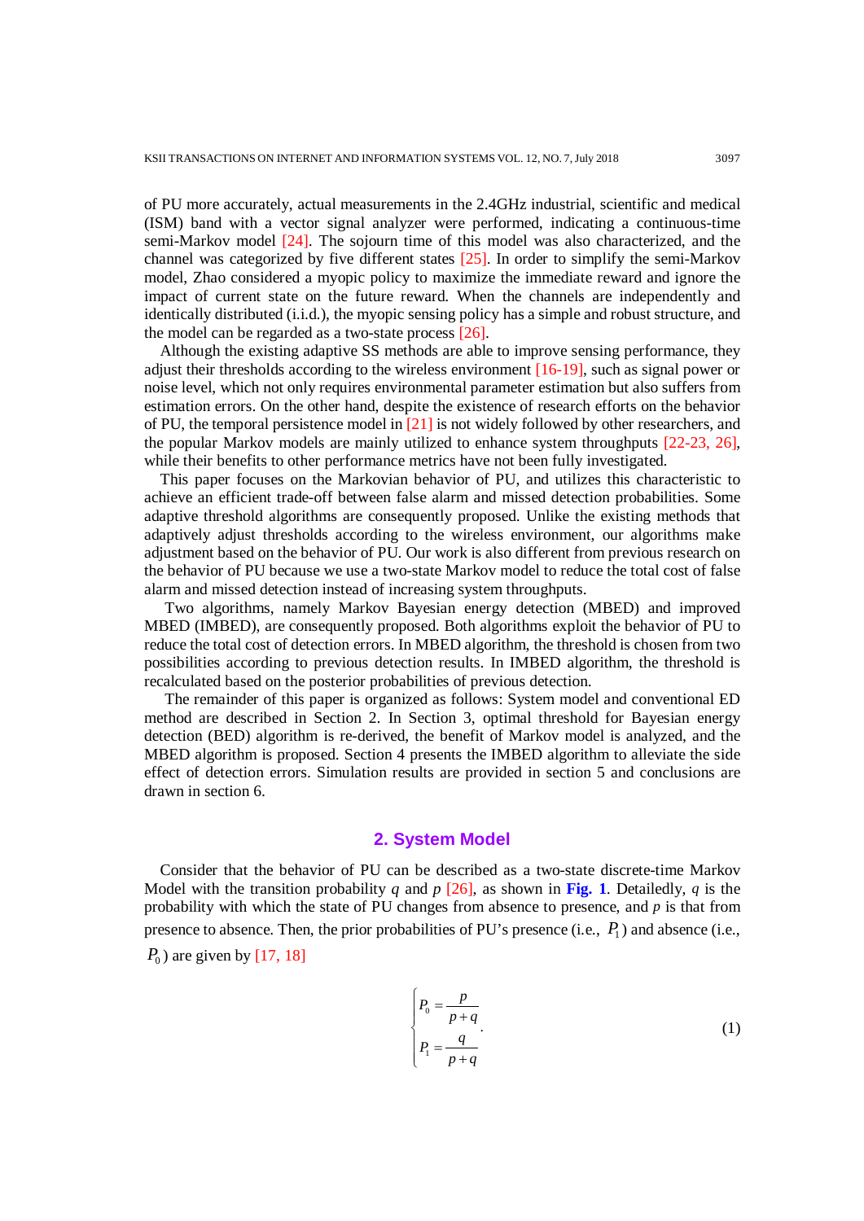of PU more accurately, actual measurements in the 2.4GHz industrial, scientific and medical (ISM) band with a vector signal analyzer were performed, indicating a continuous-time semi-Markov model [24]. The sojourn time of this model was also characterized, and the channel was categorized by five different states [25]. In order to simplify the semi-Markov model, Zhao considered a myopic policy to maximize the immediate reward and ignore the impact of current state on the future reward. When the channels are independently and identically distributed (i.i.d.), the myopic sensing policy has a simple and robust structure, and the model can be regarded as a two-state process [26].

Although the existing adaptive SS methods are able to improve sensing performance, they adjust their thresholds according to the wireless environment [16-19], such as signal power or noise level, which not only requires environmental parameter estimation but also suffers from estimation errors. On the other hand, despite the existence of research efforts on the behavior of PU, the temporal persistence model in [21] is not widely followed by other researchers, and the popular Markov models are mainly utilized to enhance system throughputs [22-23, 26], while their benefits to other performance metrics have not been fully investigated.

This paper focuses on the Markovian behavior of PU, and utilizes this characteristic to achieve an efficient trade-off between false alarm and missed detection probabilities. Some adaptive threshold algorithms are consequently proposed. Unlike the existing methods that adaptively adjust thresholds according to the wireless environment, our algorithms make adjustment based on the behavior of PU. Our work is also different from previous research on the behavior of PU because we use a two-state Markov model to reduce the total cost of false alarm and missed detection instead of increasing system throughputs.

Two algorithms, namely Markov Bayesian energy detection (MBED) and improved MBED (IMBED), are consequently proposed. Both algorithms exploit the behavior of PU to reduce the total cost of detection errors. In MBED algorithm, the threshold is chosen from two possibilities according to previous detection results. In IMBED algorithm, the threshold is recalculated based on the posterior probabilities of previous detection.

The remainder of this paper is organized as follows: System model and conventional ED method are described in Section 2. In Section 3, optimal threshold for Bayesian energy detection (BED) algorithm is re-derived, the benefit of Markov model is analyzed, and the MBED algorithm is proposed. Section 4 presents the IMBED algorithm to alleviate the side effect of detection errors. Simulation results are provided in section 5 and conclusions are drawn in section 6.

## 2. System Model

Consider that the behavior of PU can be described as a two-state discrete-time Markov Model with the transition probability $q$ and $p$ [26], as shown in **Fig. 1**. Detailedly, $q$ is the probability with which the state of PU changes from absence to presence, and $p$ is that from presence to absence. Then, the prior probabilities of PU's presence (i.e., $P_1$) and absence (i.e., $P_0$) are given by [17, 18]

$$\begin{cases} P_0 = \dfrac{p}{p+q} \\ P_1 = \dfrac{q}{p+q} \end{cases}. \tag{1}$$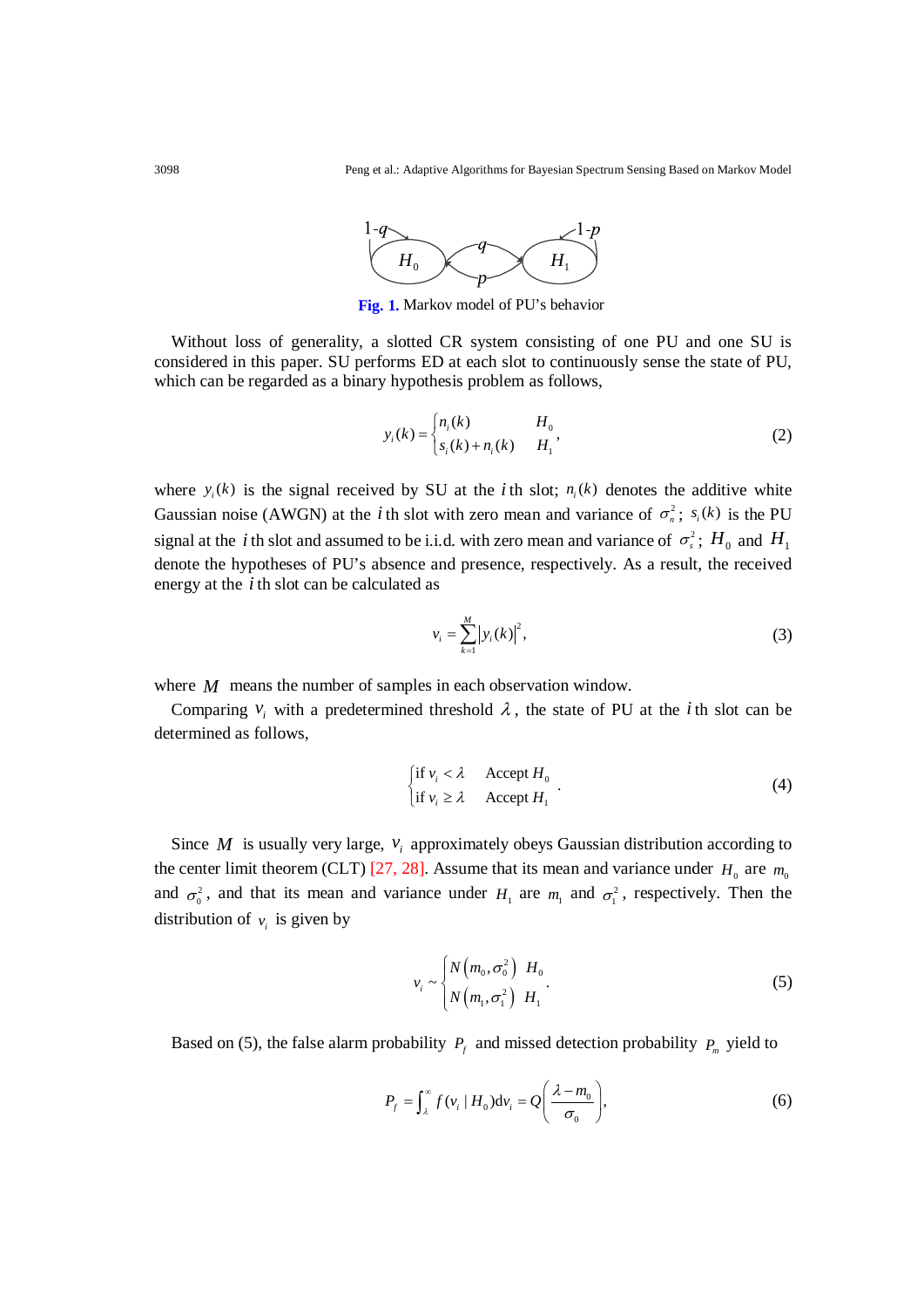Fig. 1. Markov model of PU's behavior

Without loss of generality, a slotted CR system consisting of one PU and one SU is considered in this paper. SU performs ED at each slot to continuously sense the state of PU, which can be regarded as a binary hypothesis problem as follows,

$$y_i(k) = \begin{cases} n_i(k) & H_0 \\ s_i(k) + n_i(k) & H_1 \end{cases}, \tag{2}$$

where $y_i(k)$ is the signal received by SU at the $i$th slot; $n_i(k)$ denotes the additive white Gaussian noise (AWGN) at the $i$th slot with zero mean and variance of $\sigma_n^2$; $s_i(k)$ is the PU signal at the $i$th slot and assumed to be i.i.d. with zero mean and variance of $\sigma_s^2$; $H_0$ and $H_1$ denote the hypotheses of PU's absence and presence, respectively. As a result, the received energy at the $i$th slot can be calculated as

$$v_i = \sum_{k=1}^{M} \left| y_i(k) \right|^2, \tag{3}$$

where $M$ means the number of samples in each observation window.

Comparing $v_i$ with a predetermined threshold $\lambda$, the state of PU at the $i$th slot can be determined as follows,

$$\begin{cases} \text{if } v_i < \lambda & \text{Accept } H_0 \\ \text{if } v_i \geq \lambda & \text{Accept } H_1 \end{cases}. \tag{4}$$

Since $M$ is usually very large, $v_i$ approximately obeys Gaussian distribution according to the center limit theorem (CLT) [27, 28]. Assume that its mean and variance under $H_0$ are $m_0$ and $\sigma_0^2$, and that its mean and variance under $H_1$ are $m_1$ and $\sigma_1^2$, respectively. Then the distribution of $v_i$ is given by

$$v_i \sim \begin{cases} N\left(m_0, \sigma_0^2\right) & H_0 \\ N\left(m_1, \sigma_1^2\right) & H_1 \end{cases}. \tag{5}$$

Based on (5), the false alarm probability $P_f$ and missed detection probability $P_m$ yield to

$$P_f = \int_{\lambda}^{\infty} f(v_i \mid H_0) \mathrm{d}v_i = Q\left(\frac{\lambda - m_0}{\sigma_0}\right), \tag{6}$$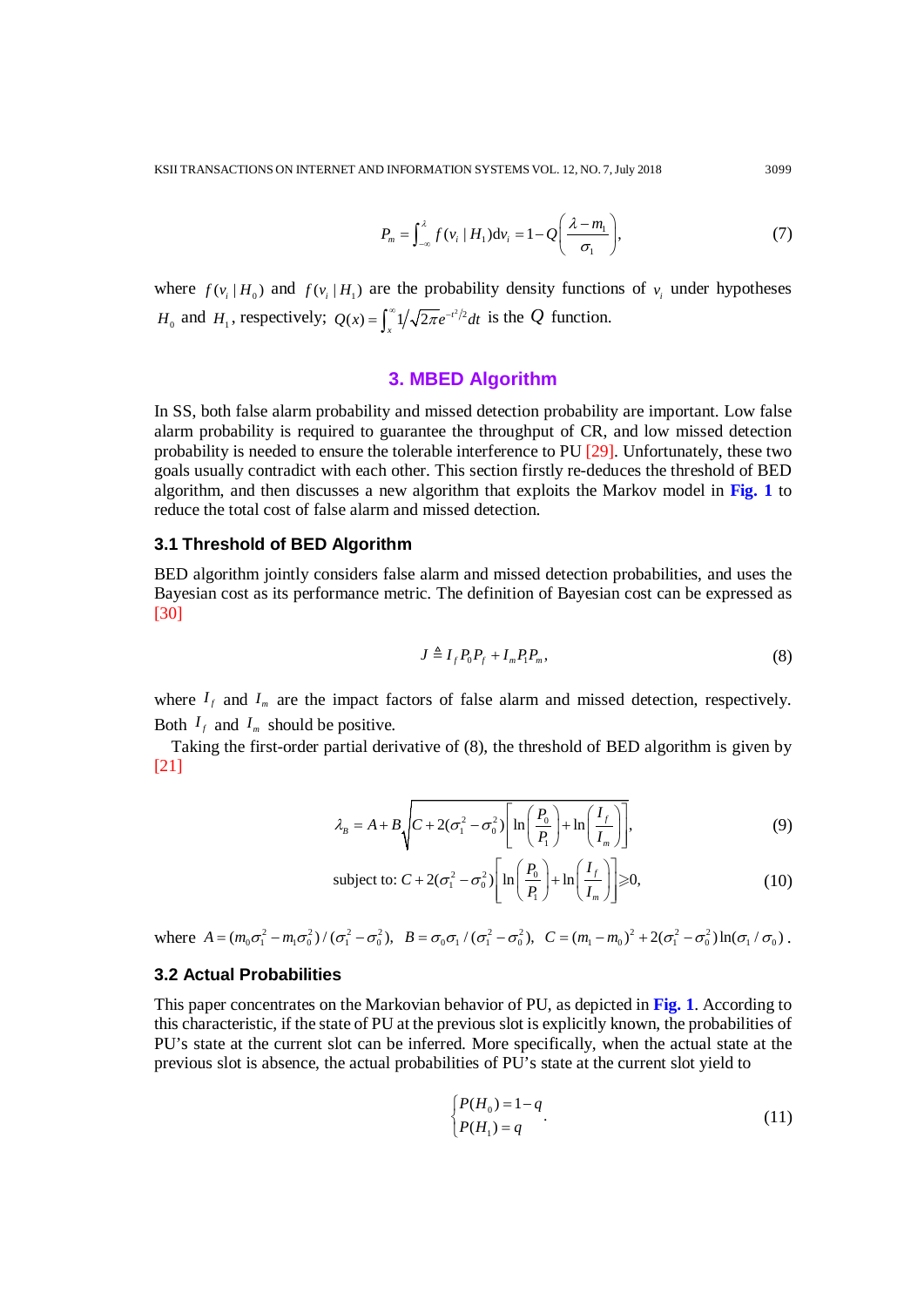$$P_m = \int_{-\infty}^{\lambda} f(v_i \mid H_1) \mathrm{d}v_i = 1 - Q\left(\frac{\lambda - m_1}{\sigma_1}\right), \tag{7}$$

where $f(v_i \mid H_0)$ and $f(v_i \mid H_1)$ are the probability density functions of $v_i$ under hypotheses $H_0$ and $H_1$, respectively; $Q(x) = \int_x^{\infty} 1/\sqrt{2\pi} e^{-t^2/2} dt$ is the $Q$ function.

## 3. MBED Algorithm

In SS, both false alarm probability and missed detection probability are important. Low false alarm probability is required to guarantee the throughput of CR, and low missed detection probability is needed to ensure the tolerable interference to PU [29]. Unfortunately, these two goals usually contradict with each other. This section firstly re-deduces the threshold of BED algorithm, and then discusses a new algorithm that exploits the Markov model in **Fig. 1** to reduce the total cost of false alarm and missed detection.

### 3.1 Threshold of BED Algorithm

BED algorithm jointly considers false alarm and missed detection probabilities, and uses the Bayesian cost as its performance metric. The definition of Bayesian cost can be expressed as [30]

$$J \triangleq I_f P_0 P_f + I_m P_1 P_m, \tag{8}$$

where $I_f$ and $I_m$ are the impact factors of false alarm and missed detection, respectively. Both $I_f$ and $I_m$ should be positive.

Taking the first-order partial derivative of (8), the threshold of BED algorithm is given by [21]

$$\lambda_B = A + B\sqrt{C + 2(\sigma_1^2 - \sigma_0^2)\left[\ln\left(\frac{P_0}{P_1}\right) + \ln\left(\frac{I_f}{I_m}\right)\right]}, \tag{9}$$

$$\text{subject to: } C + 2(\sigma_1^2 - \sigma_0^2)\left[\ln\left(\frac{P_0}{P_1}\right) + \ln\left(\frac{I_f}{I_m}\right)\right] \geqslant 0, \tag{10}$$

where $A = (m_0\sigma_1^2 - m_1\sigma_0^2)/(\sigma_1^2 - \sigma_0^2)$, $B = \sigma_0\sigma_1/(\sigma_1^2 - \sigma_0^2)$, $C = (m_1 - m_0)^2 + 2(\sigma_1^2 - \sigma_0^2)\ln(\sigma_1/\sigma_0)$.

### 3.2 Actual Probabilities

This paper concentrates on the Markovian behavior of PU, as depicted in **Fig. 1**. According to this characteristic, if the state of PU at the previous slot is explicitly known, the probabilities of PU's state at the current slot can be inferred. More specifically, when the actual state at the previous slot is absence, the actual probabilities of PU's state at the current slot yield to

$$\begin{cases} P(H_0) = 1 - q \\ P(H_1) = q \end{cases}. \tag{11}$$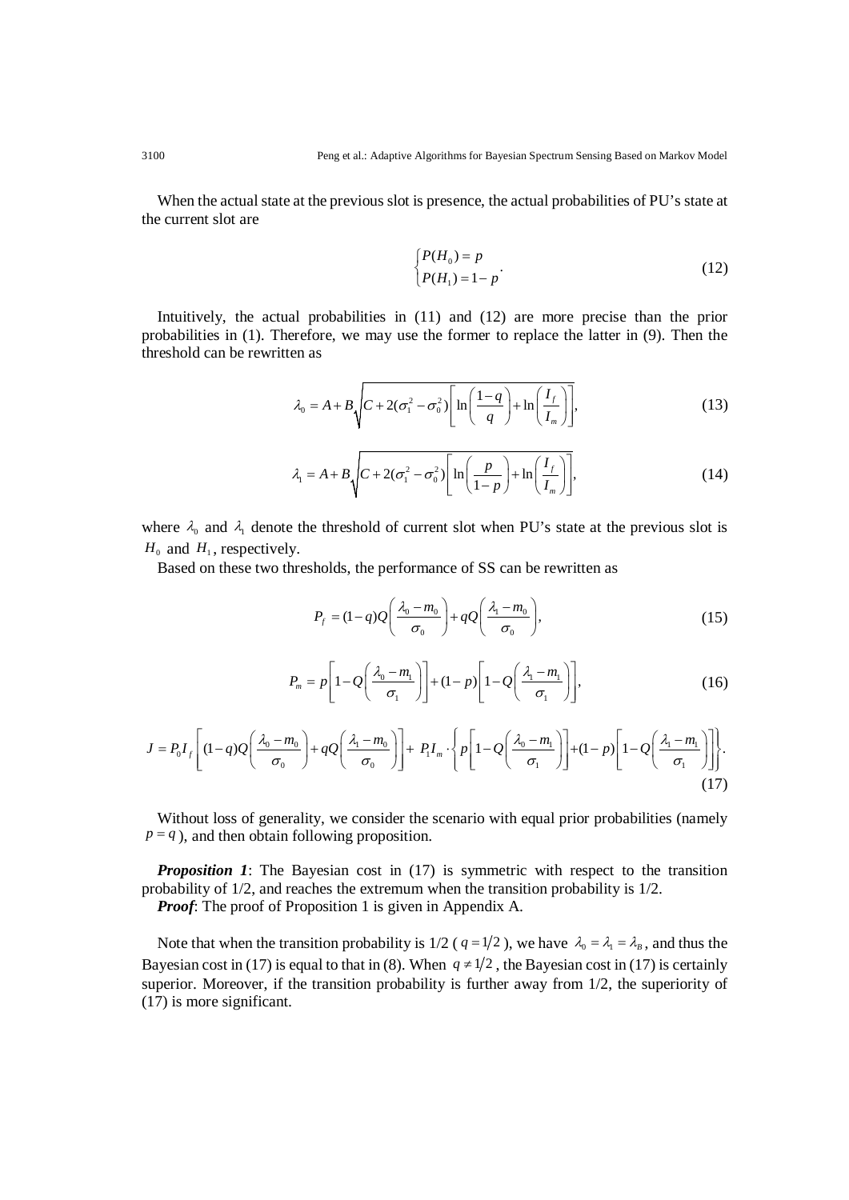When the actual state at the previous slot is presence, the actual probabilities of PU's state at the current slot are

$$\begin{cases} P(H_0) = p \\ P(H_1) = 1-p \end{cases}. \tag{12}$$

Intuitively, the actual probabilities in (11) and (12) are more precise than the prior probabilities in (1). Therefore, we may use the former to replace the latter in (9). Then the threshold can be rewritten as

$$\lambda_0 = A + B\sqrt{C + 2(\sigma_1^2 - \sigma_0^2)\left[\ln\left(\frac{1-q}{q}\right) + \ln\left(\frac{I_f}{I_m}\right)\right]}, \tag{13}$$

$$\lambda_1 = A + B\sqrt{C + 2(\sigma_1^2 - \sigma_0^2)\left[\ln\left(\frac{p}{1-p}\right) + \ln\left(\frac{I_f}{I_m}\right)\right]}, \tag{14}$$

where $\lambda_0$ and $\lambda_1$ denote the threshold of current slot when PU's state at the previous slot is $H_0$ and $H_1$, respectively.

Based on these two thresholds, the performance of SS can be rewritten as

$$P_f = (1-q)Q\left(\frac{\lambda_0 - m_0}{\sigma_0}\right) + qQ\left(\frac{\lambda_1 - m_0}{\sigma_0}\right), \tag{15}$$

$$P_m = p\left[1 - Q\left(\frac{\lambda_0 - m_1}{\sigma_1}\right)\right] + (1-p)\left[1 - Q\left(\frac{\lambda_1 - m_1}{\sigma_1}\right)\right], \tag{16}$$

$$J = P_0 I_f\left[(1-q)Q\left(\frac{\lambda_0 - m_0}{\sigma_0}\right) + qQ\left(\frac{\lambda_1 - m_0}{\sigma_0}\right)\right] + P_1 I_m \cdot \left\{p\left[1 - Q\left(\frac{\lambda_0 - m_1}{\sigma_1}\right)\right] + (1-p)\left[1 - Q\left(\frac{\lambda_1 - m_1}{\sigma_1}\right)\right]\right\}. \tag{17}$$

Without loss of generality, we consider the scenario with equal prior probabilities (namely $p = q$), and then obtain following proposition.

***Proposition 1***: The Bayesian cost in (17) is symmetric with respect to the transition probability of 1/2, and reaches the extremum when the transition probability is 1/2.

***Proof***: The proof of Proposition 1 is given in Appendix A.

Note that when the transition probability is 1/2 ( $q = 1/2$ ), we have $\lambda_0 = \lambda_1 = \lambda_B$, and thus the Bayesian cost in (17) is equal to that in (8). When $q \neq 1/2$, the Bayesian cost in (17) is certainly superior. Moreover, if the transition probability is further away from 1/2, the superiority of (17) is more significant.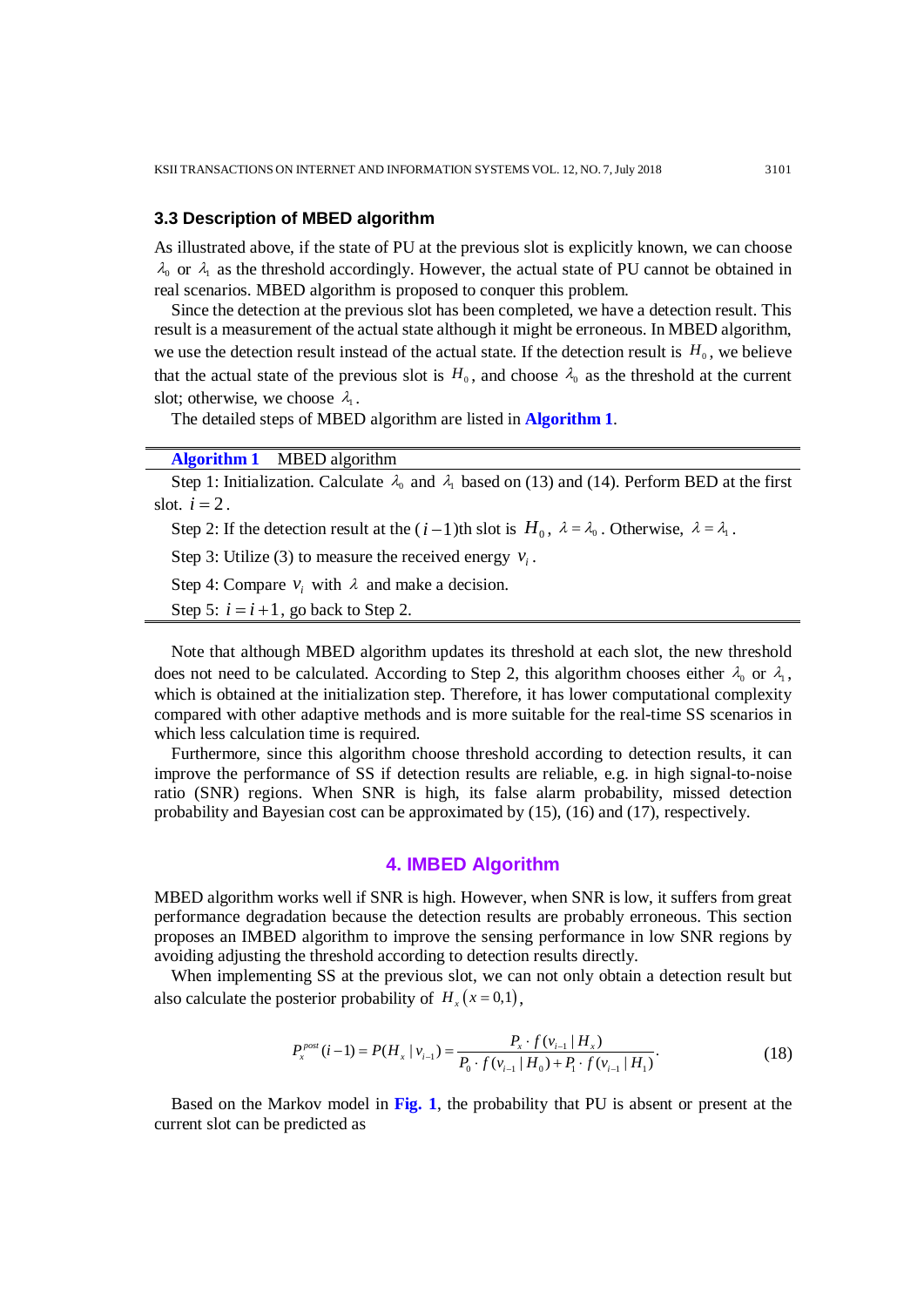### 3.3 Description of MBED algorithm

As illustrated above, if the state of PU at the previous slot is explicitly known, we can choose $\lambda_0$ or $\lambda_1$ as the threshold accordingly. However, the actual state of PU cannot be obtained in real scenarios. MBED algorithm is proposed to conquer this problem.

Since the detection at the previous slot has been completed, we have a detection result. This result is a measurement of the actual state although it might be erroneous. In MBED algorithm, we use the detection result instead of the actual state. If the detection result is $H_0$, we believe that the actual state of the previous slot is $H_0$, and choose $\lambda_0$ as the threshold at the current slot; otherwise, we choose $\lambda_1$.

The detailed steps of MBED algorithm are listed in **Algorithm 1**.

---

**Algorithm 1** MBED algorithm

Step 1: Initialization. Calculate $\lambda_0$ and $\lambda_1$ based on (13) and (14). Perform BED at the first slot. $i = 2$.

Step 2: If the detection result at the $(i-1)$th slot is $H_0$, $\lambda = \lambda_0$. Otherwise, $\lambda = \lambda_1$.

Step 3: Utilize (3) to measure the received energy $v_i$.

Step 4: Compare $v_i$ with $\lambda$ and make a decision.

Step 5: $i = i+1$, go back to Step 2.

---

Note that although MBED algorithm updates its threshold at each slot, the new threshold does not need to be calculated. According to Step 2, this algorithm chooses either $\lambda_0$ or $\lambda_1$, which is obtained at the initialization step. Therefore, it has lower computational complexity compared with other adaptive methods and is more suitable for the real-time SS scenarios in which less calculation time is required.

Furthermore, since this algorithm choose threshold according to detection results, it can improve the performance of SS if detection results are reliable, e.g. in high signal-to-noise ratio (SNR) regions. When SNR is high, its false alarm probability, missed detection probability and Bayesian cost can be approximated by (15), (16) and (17), respectively.

## 4. IMBED Algorithm

MBED algorithm works well if SNR is high. However, when SNR is low, it suffers from great performance degradation because the detection results are probably erroneous. This section proposes an IMBED algorithm to improve the sensing performance in low SNR regions by avoiding adjusting the threshold according to detection results directly.

When implementing SS at the previous slot, we can not only obtain a detection result but also calculate the posterior probability of $H_x\,(x = 0,1)$,

$$P_x^{post}(i-1) = P(H_x \mid v_{i-1}) = \frac{P_x \cdot f(v_{i-1} \mid H_x)}{P_0 \cdot f(v_{i-1} \mid H_0) + P_1 \cdot f(v_{i-1} \mid H_1)}. \tag{18}$$

Based on the Markov model in **Fig. 1**, the probability that PU is absent or present at the current slot can be predicted as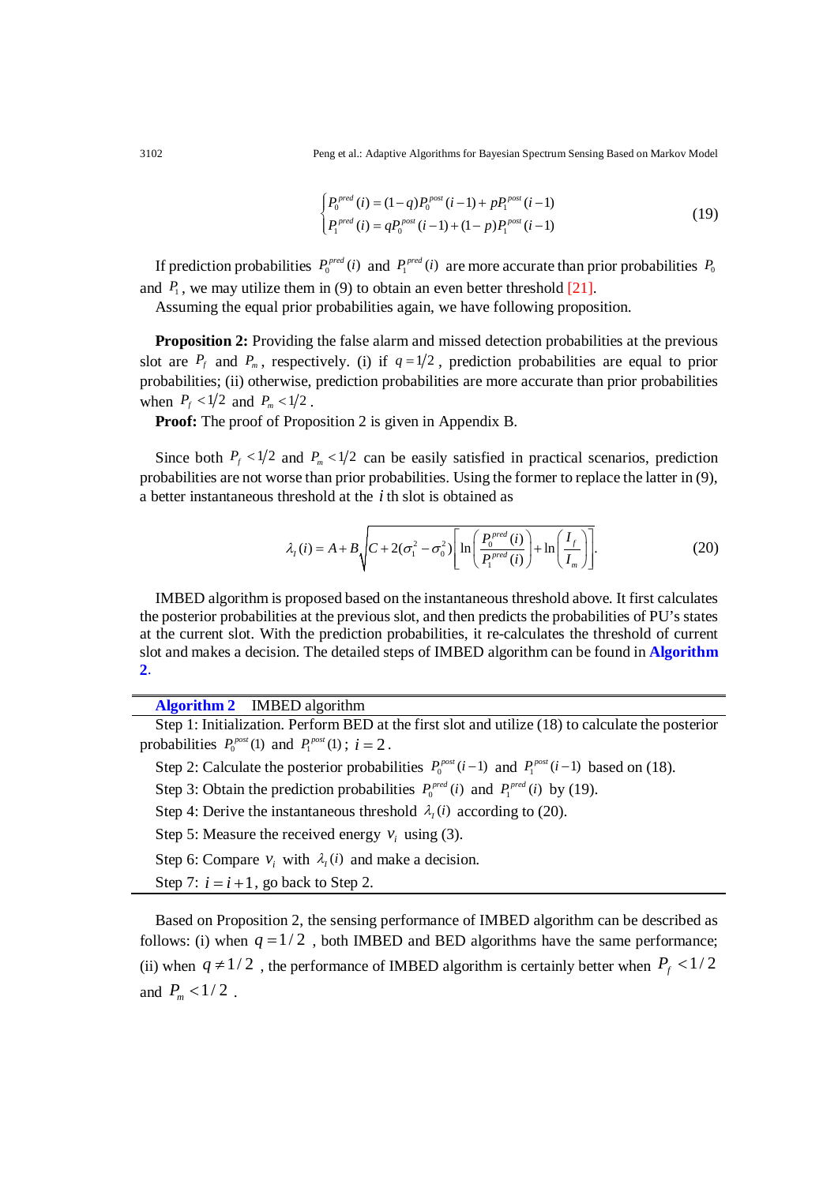$$\begin{cases} P_0^{pred}(i) = (1-q)P_0^{post}(i-1) + pP_1^{post}(i-1) \\ P_1^{pred}(i) = qP_0^{post}(i-1) + (1-p)P_1^{post}(i-1) \end{cases} \tag{19}$$

If prediction probabilities $P_0^{pred}(i)$ and $P_1^{pred}(i)$ are more accurate than prior probabilities $P_0$ and $P_1$, we may utilize them in (9) to obtain an even better threshold [21].

Assuming the equal prior probabilities again, we have following proposition.

**Proposition 2:** Providing the false alarm and missed detection probabilities at the previous slot are $P_f$ and $P_m$, respectively. (i) if $q = 1/2$, prediction probabilities are equal to prior probabilities; (ii) otherwise, prediction probabilities are more accurate than prior probabilities when $P_f < 1/2$ and $P_m < 1/2$.

**Proof:** The proof of Proposition 2 is given in Appendix B.

Since both $P_f < 1/2$ and $P_m < 1/2$ can be easily satisfied in practical scenarios, prediction probabilities are not worse than prior probabilities. Using the former to replace the latter in (9), a better instantaneous threshold at the $i$ th slot is obtained as

$$\lambda_I(i) = A + B\sqrt{C + 2(\sigma_1^2 - \sigma_0^2)\left[\ln\left(\frac{P_0^{pred}(i)}{P_1^{pred}(i)}\right) + \ln\left(\frac{I_f}{I_m}\right)\right]}. \tag{20}$$

IMBED algorithm is proposed based on the instantaneous threshold above. It first calculates the posterior probabilities at the previous slot, and then predicts the probabilities of PU's states at the current slot. With the prediction probabilities, it re-calculates the threshold of current slot and makes a decision. The detailed steps of IMBED algorithm can be found in **Algorithm 2**.

---

**Algorithm 2** IMBED algorithm

Step 1: Initialization. Perform BED at the first slot and utilize (18) to calculate the posterior probabilities $P_0^{post}(1)$ and $P_1^{post}(1)$; $i = 2$.

Step 2: Calculate the posterior probabilities $P_0^{post}(i-1)$ and $P_1^{post}(i-1)$ based on (18).

Step 3: Obtain the prediction probabilities $P_0^{pred}(i)$ and $P_1^{pred}(i)$ by (19).

Step 4: Derive the instantaneous threshold $\lambda_I(i)$ according to (20).

Step 5: Measure the received energy $v_i$ using (3).

Step 6: Compare $v_i$ with $\lambda_I(i)$ and make a decision.

Step 7: $i = i+1$, go back to Step 2.

---

Based on Proposition 2, the sensing performance of IMBED algorithm can be described as follows: (i) when $q = 1/2$, both IMBED and BED algorithms have the same performance; (ii) when $q \neq 1/2$, the performance of IMBED algorithm is certainly better when $P_f < 1/2$ and $P_m < 1/2$.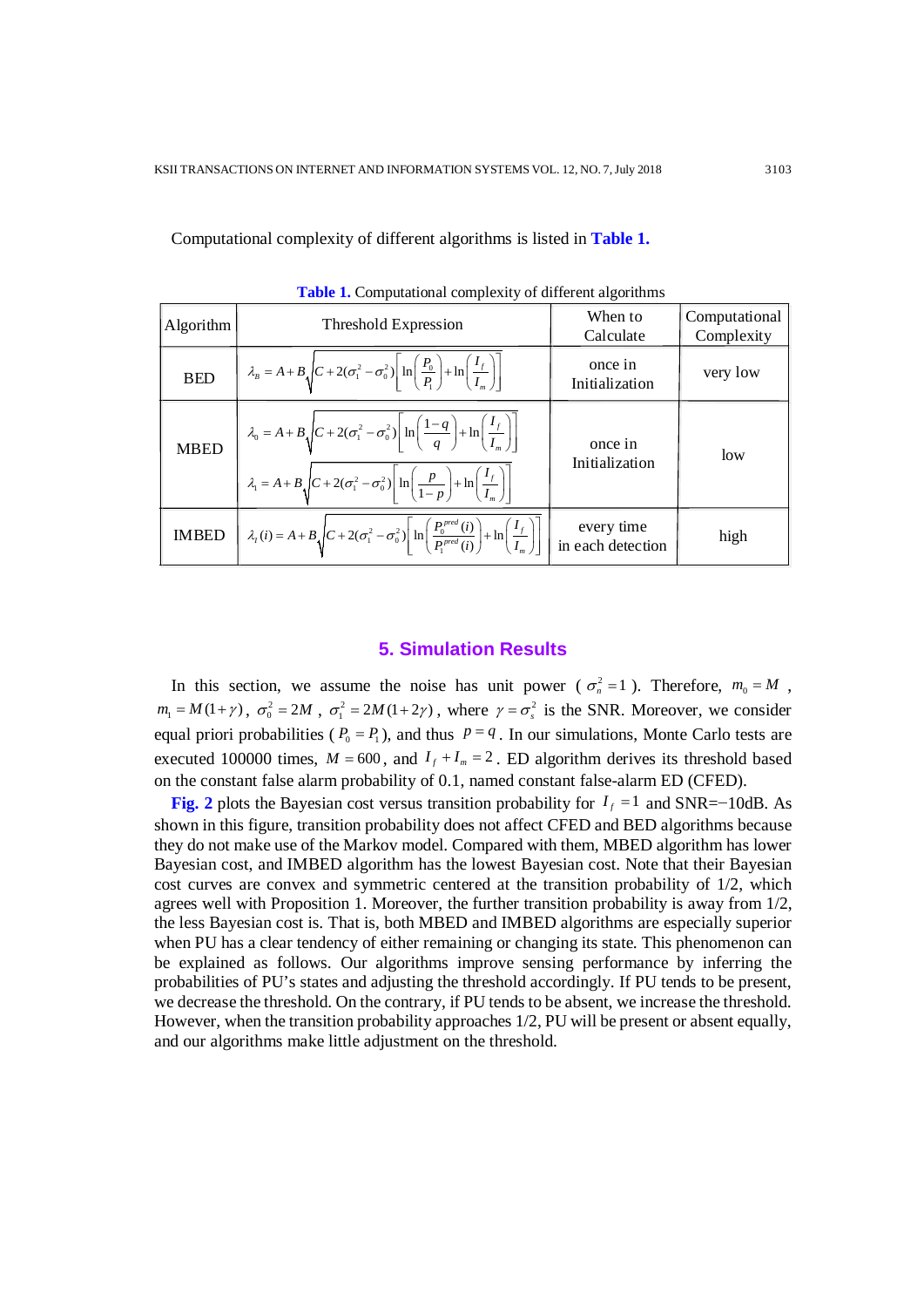Computational complexity of different algorithms is listed in **Table 1.**

**Table 1.** Computational complexity of different algorithms

| Algorithm | Threshold Expression | When to Calculate | Computational Complexity |
|---|---|---|---|
| BED | $\lambda_B = A + B\sqrt{C + 2(\sigma_1^2 - \sigma_0^2)\left[\ln\left(\frac{P_0}{P_1}\right) + \ln\left(\frac{I_f}{I_m}\right)\right]}$ | once in Initialization | very low |
| MBED | $\lambda_0 = A + B\sqrt{C + 2(\sigma_1^2 - \sigma_0^2)\left[\ln\left(\frac{1-q}{q}\right) + \ln\left(\frac{I_f}{I_m}\right)\right]}$ <br> $\lambda_1 = A + B\sqrt{C + 2(\sigma_1^2 - \sigma_0^2)\left[\ln\left(\frac{p}{1-p}\right) + \ln\left(\frac{I_f}{I_m}\right)\right]}$ | once in Initialization | low |
| IMBED | $\lambda_I(i) = A + B\sqrt{C + 2(\sigma_1^2 - \sigma_0^2)\left[\ln\left(\frac{P_0^{pred}(i)}{P_1^{pred}(i)}\right) + \ln\left(\frac{I_f}{I_m}\right)\right]}$ | every time in each detection | high |

## 5. Simulation Results

In this section, we assume the noise has unit power ( $\sigma_n^2 = 1$ ). Therefore, $m_0 = M$ , $m_1 = M(1+\gamma)$, $\sigma_0^2 = 2M$ , $\sigma_1^2 = 2M(1+2\gamma)$ , where $\gamma = \sigma_s^2$ is the SNR. Moreover, we consider equal priori probabilities ( $P_0 = P_1$ ), and thus $p = q$ . In our simulations, Monte Carlo tests are executed 100000 times, $M = 600$ , and $I_f + I_m = 2$ . ED algorithm derives its threshold based on the constant false alarm probability of 0.1, named constant false-alarm ED (CFED).

**Fig. 2** plots the Bayesian cost versus transition probability for $I_f = 1$ and SNR=−10dB. As shown in this figure, transition probability does not affect CFED and BED algorithms because they do not make use of the Markov model. Compared with them, MBED algorithm has lower Bayesian cost, and IMBED algorithm has the lowest Bayesian cost. Note that their Bayesian cost curves are convex and symmetric centered at the transition probability of 1/2, which agrees well with Proposition 1. Moreover, the further transition probability is away from 1/2, the less Bayesian cost is. That is, both MBED and IMBED algorithms are especially superior when PU has a clear tendency of either remaining or changing its state. This phenomenon can be explained as follows. Our algorithms improve sensing performance by inferring the probabilities of PU's states and adjusting the threshold accordingly. If PU tends to be present, we decrease the threshold. On the contrary, if PU tends to be absent, we increase the threshold. However, when the transition probability approaches 1/2, PU will be present or absent equally, and our algorithms make little adjustment on the threshold.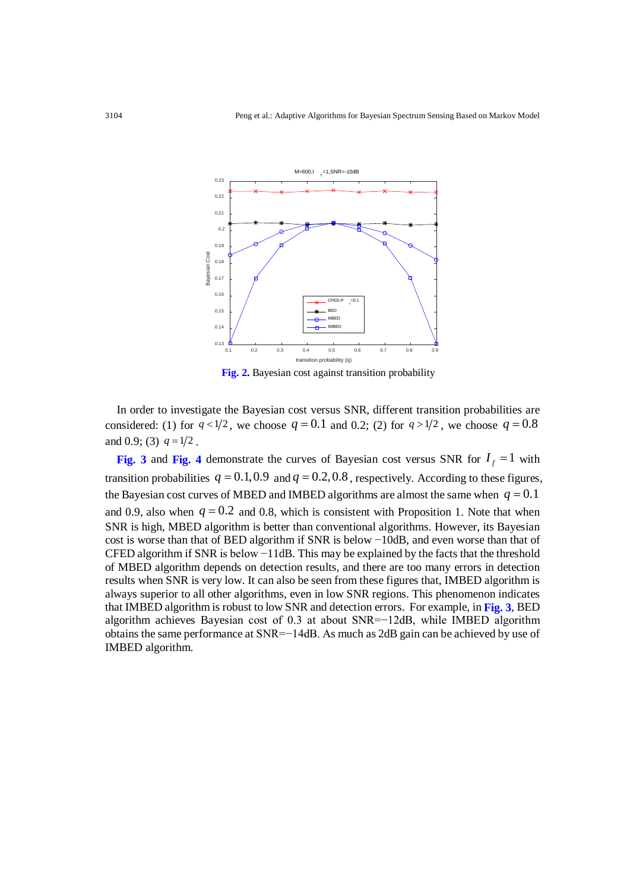**Fig. 2.** Bayesian cost against transition probability

In order to investigate the Bayesian cost versus SNR, different transition probabilities are considered: (1) for $q<1/2$, we choose $q=0.1$ and 0.2; (2) for $q>1/2$, we choose $q=0.8$ and 0.9; (3) $q=1/2$.

**Fig. 3** and **Fig. 4** demonstrate the curves of Bayesian cost versus SNR for $I_f=1$ with transition probabilities $q=0.1, 0.9$ and $q=0.2, 0.8$, respectively. According to these figures, the Bayesian cost curves of MBED and IMBED algorithms are almost the same when $q=0.1$ and 0.9, also when $q=0.2$ and 0.8, which is consistent with Proposition 1. Note that when SNR is high, MBED algorithm is better than conventional algorithms. However, its Bayesian cost is worse than that of BED algorithm if SNR is below −10dB, and even worse than that of CFED algorithm if SNR is below −11dB. This may be explained by the facts that the threshold of MBED algorithm depends on detection results, and there are too many errors in detection results when SNR is very low. It can also be seen from these figures that, IMBED algorithm is always superior to all other algorithms, even in low SNR regions. This phenomenon indicates that IMBED algorithm is robust to low SNR and detection errors. For example, in **Fig. 3**, BED algorithm achieves Bayesian cost of 0.3 at about SNR=−12dB, while IMBED algorithm obtains the same performance at SNR=−14dB. As much as 2dB gain can be achieved by use of IMBED algorithm.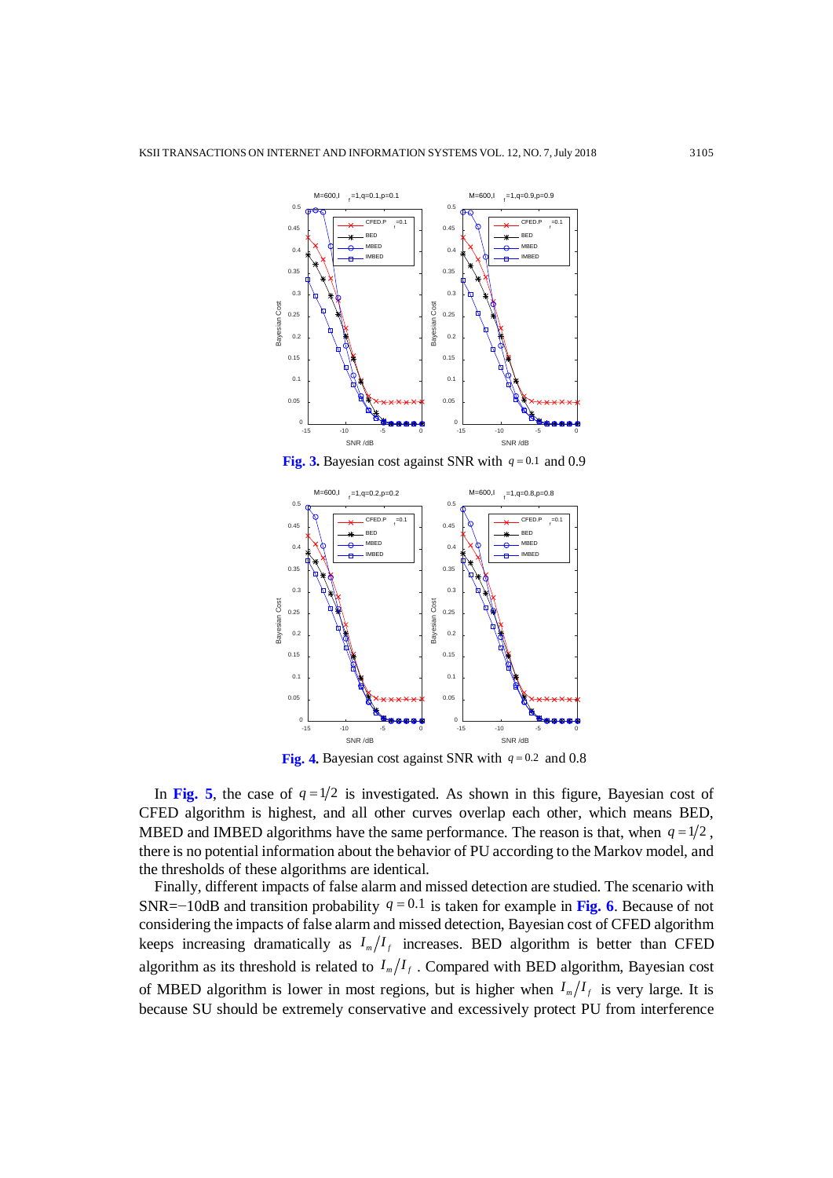**Fig. 3.** Bayesian cost against SNR with $q = 0.1$ and 0.9

**Fig. 4.** Bayesian cost against SNR with $q = 0.2$ and 0.8

In **Fig. 5**, the case of $q = 1/2$ is investigated. As shown in this figure, Bayesian cost of CFED algorithm is highest, and all other curves overlap each other, which means BED, MBED and IMBED algorithms have the same performance. The reason is that, when $q = 1/2$, there is no potential information about the behavior of PU according to the Markov model, and the thresholds of these algorithms are identical.

Finally, different impacts of false alarm and missed detection are studied. The scenario with SNR=−10dB and transition probability $q = 0.1$ is taken for example in **Fig. 6**. Because of not considering the impacts of false alarm and missed detection, Bayesian cost of CFED algorithm keeps increasing dramatically as $I_m/I_f$ increases. BED algorithm is better than CFED algorithm as its threshold is related to $I_m/I_f$. Compared with BED algorithm, Bayesian cost of MBED algorithm is lower in most regions, but is higher when $I_m/I_f$ is very large. It is because SU should be extremely conservative and excessively protect PU from interference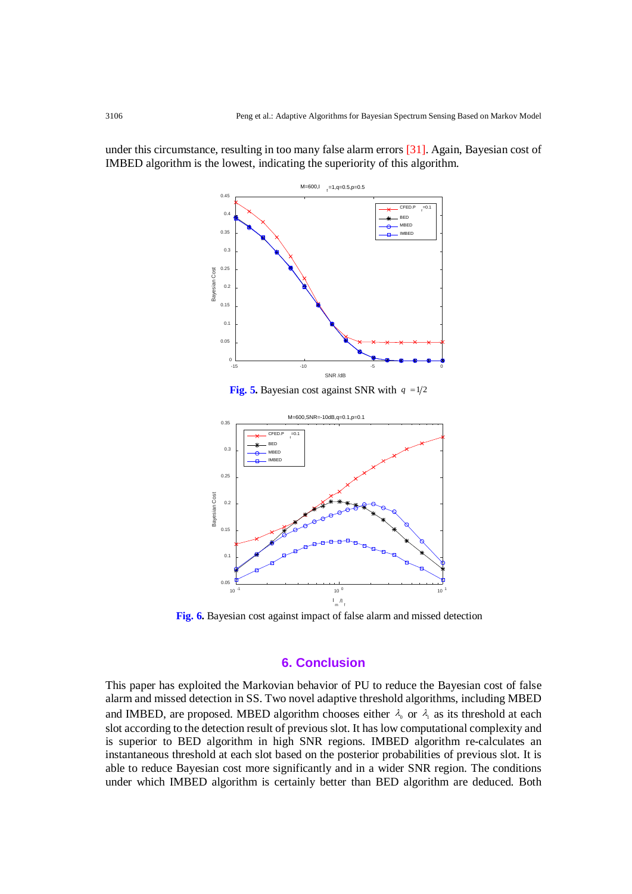under this circumstance, resulting in too many false alarm errors [31]. Again, Bayesian cost of IMBED algorithm is the lowest, indicating the superiority of this algorithm.

**Fig. 5.** Bayesian cost against SNR with $q = 1/2$

**Fig. 6.** Bayesian cost against impact of false alarm and missed detection

## 6. Conclusion

This paper has exploited the Markovian behavior of PU to reduce the Bayesian cost of false alarm and missed detection in SS. Two novel adaptive threshold algorithms, including MBED and IMBED, are proposed. MBED algorithm chooses either $\lambda_0$ or $\lambda_1$ as its threshold at each slot according to the detection result of previous slot. It has low computational complexity and is superior to BED algorithm in high SNR regions. IMBED algorithm re-calculates an instantaneous threshold at each slot based on the posterior probabilities of previous slot. It is able to reduce Bayesian cost more significantly and in a wider SNR region. The conditions under which IMBED algorithm is certainly better than BED algorithm are deduced. Both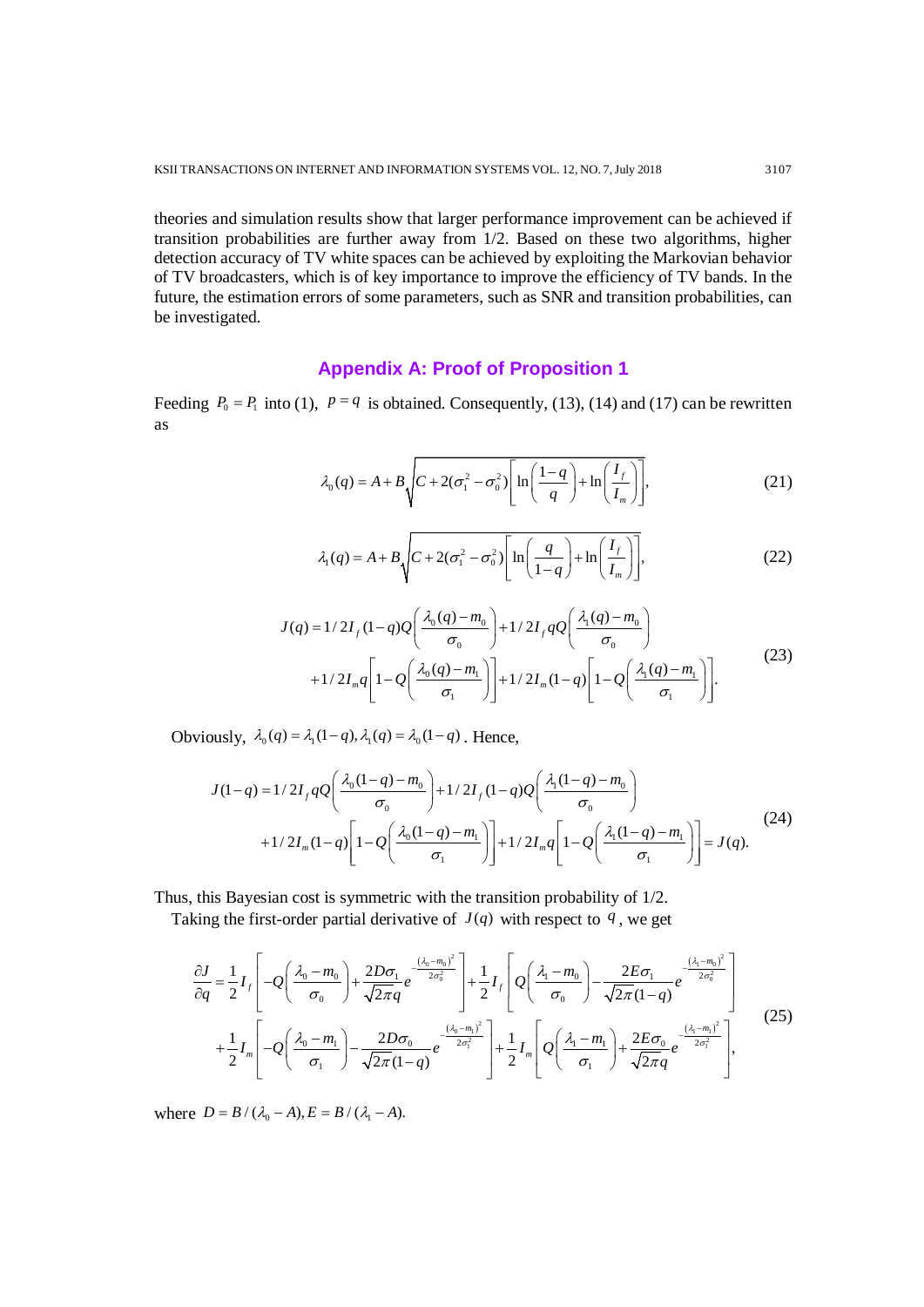theories and simulation results show that larger performance improvement can be achieved if transition probabilities are further away from 1/2. Based on these two algorithms, higher detection accuracy of TV white spaces can be achieved by exploiting the Markovian behavior of TV broadcasters, which is of key importance to improve the efficiency of TV bands. In the future, the estimation errors of some parameters, such as SNR and transition probabilities, can be investigated.

## Appendix A: Proof of Proposition 1

Feeding $P_0 = P_1$ into (1), $p = q$ is obtained. Consequently, (13), (14) and (17) can be rewritten as

$$\lambda_0(q) = A + B\sqrt{C + 2(\sigma_1^2 - \sigma_0^2)\left[\ln\left(\frac{1-q}{q}\right) + \ln\left(\frac{I_f}{I_m}\right)\right]}, \tag{21}$$

$$\lambda_1(q) = A + B\sqrt{C + 2(\sigma_1^2 - \sigma_0^2)\left[\ln\left(\frac{q}{1-q}\right) + \ln\left(\frac{I_f}{I_m}\right)\right]}, \tag{22}$$

$$\begin{aligned} J(q) = {} & 1/2I_f(1-q)Q\left(\frac{\lambda_0(q) - m_0}{\sigma_0}\right) + 1/2I_f qQ\left(\frac{\lambda_1(q) - m_0}{\sigma_0}\right) \\ & + 1/2I_m q\left[1 - Q\left(\frac{\lambda_0(q) - m_1}{\sigma_1}\right)\right] + 1/2I_m(1-q)\left[1 - Q\left(\frac{\lambda_1(q) - m_1}{\sigma_1}\right)\right]. \end{aligned} \tag{23}$$

Obviously, $\lambda_0(q) = \lambda_1(1-q), \lambda_1(q) = \lambda_0(1-q)$. Hence,

$$\begin{aligned} J(1-q) = {} & 1/2I_f qQ\left(\frac{\lambda_0(1-q) - m_0}{\sigma_0}\right) + 1/2I_f(1-q)Q\left(\frac{\lambda_1(1-q) - m_0}{\sigma_0}\right) \\ & + 1/2I_m(1-q)\left[1 - Q\left(\frac{\lambda_0(1-q) - m_1}{\sigma_1}\right)\right] + 1/2I_m q\left[1 - Q\left(\frac{\lambda_1(1-q) - m_1}{\sigma_1}\right)\right] = J(q). \end{aligned} \tag{24}$$

Thus, this Bayesian cost is symmetric with the transition probability of 1/2.

Taking the first-order partial derivative of $J(q)$ with respect to $q$, we get

$$\begin{aligned} \frac{\partial J}{\partial q} = {} & \frac{1}{2}I_f\left[-Q\left(\frac{\lambda_0 - m_0}{\sigma_0}\right) + \frac{2D\sigma_1}{\sqrt{2\pi}q}e^{-\frac{(\lambda_0 - m_0)^2}{2\sigma_0^2}}\right] + \frac{1}{2}I_f\left[Q\left(\frac{\lambda_1 - m_0}{\sigma_0}\right) - \frac{2E\sigma_1}{\sqrt{2\pi}(1-q)}e^{-\frac{(\lambda_1 - m_0)^2}{2\sigma_0^2}}\right] \\ & + \frac{1}{2}I_m\left[-Q\left(\frac{\lambda_0 - m_1}{\sigma_1}\right) - \frac{2D\sigma_0}{\sqrt{2\pi}(1-q)}e^{-\frac{(\lambda_0 - m_1)^2}{2\sigma_1^2}}\right] + \frac{1}{2}I_m\left[Q\left(\frac{\lambda_1 - m_1}{\sigma_1}\right) + \frac{2E\sigma_0}{\sqrt{2\pi}q}e^{-\frac{(\lambda_1 - m_1)^2}{2\sigma_1^2}}\right], \end{aligned} \tag{25}$$

where $D = B/(\lambda_0 - A), E = B/(\lambda_1 - A).$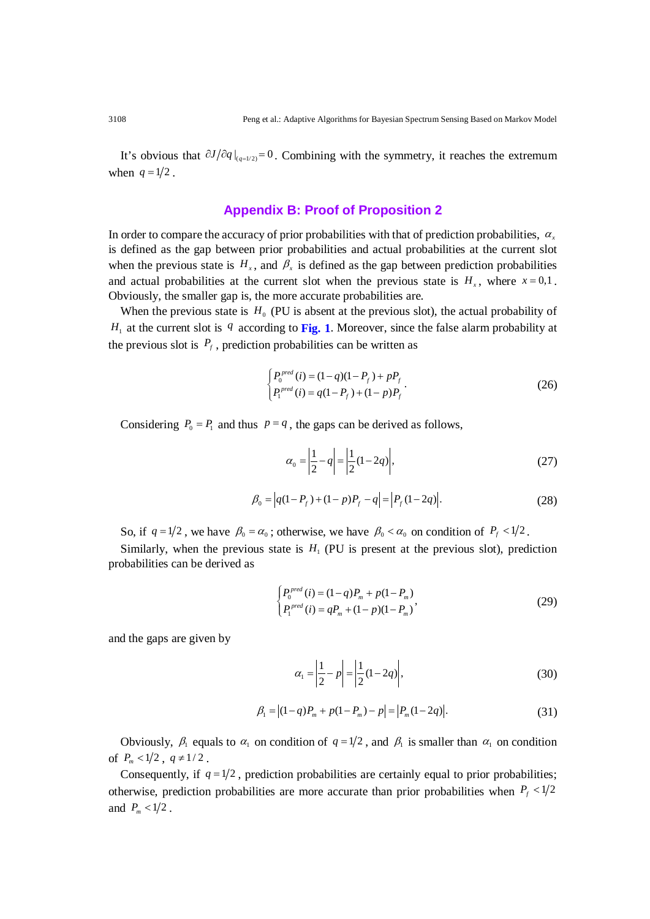It's obvious that $\partial J/\partial q\,|_{(q=1/2)}=0$. Combining with the symmetry, it reaches the extremum when $q=1/2$.

## Appendix B: Proof of Proposition 2

In order to compare the accuracy of prior probabilities with that of prediction probabilities, $\alpha_x$ is defined as the gap between prior probabilities and actual probabilities at the current slot when the previous state is $H_x$, and $\beta_x$ is defined as the gap between prediction probabilities and actual probabilities at the current slot when the previous state is $H_x$, where $x=0,1$. Obviously, the smaller gap is, the more accurate probabilities are.

When the previous state is $H_0$ (PU is absent at the previous slot), the actual probability of $H_1$ at the current slot is $q$ according to **Fig. 1**. Moreover, since the false alarm probability at the previous slot is $P_f$, prediction probabilities can be written as

$$\begin{cases} P_0^{pred}(i)=(1-q)(1-P_f)+pP_f \\ P_1^{pred}(i)=q(1-P_f)+(1-p)P_f \end{cases}. \tag{26}$$

Considering $P_0=P_1$ and thus $p=q$, the gaps can be derived as follows,

$$\alpha_0=\left|\frac{1}{2}-q\right|=\left|\frac{1}{2}(1-2q)\right|, \tag{27}$$

$$\beta_0=\left|q(1-P_f)+(1-p)P_f-q\right|=\left|P_f(1-2q)\right|. \tag{28}$$

So, if $q=1/2$, we have $\beta_0=\alpha_0$; otherwise, we have $\beta_0<\alpha_0$ on condition of $P_f<1/2$.

Similarly, when the previous state is $H_1$ (PU is present at the previous slot), prediction probabilities can be derived as

$$\begin{cases} P_0^{pred}(i)=(1-q)P_m+p(1-P_m) \\ P_1^{pred}(i)=qP_m+(1-p)(1-P_m) \end{cases}, \tag{29}$$

and the gaps are given by

$$\alpha_1=\left|\frac{1}{2}-p\right|=\left|\frac{1}{2}(1-2q)\right|, \tag{30}$$

$$\beta_1=\left|(1-q)P_m+p(1-P_m)-p\right|=\left|P_m(1-2q)\right|. \tag{31}$$

Obviously, $\beta_1$ equals to $\alpha_1$ on condition of $q=1/2$, and $\beta_1$ is smaller than $\alpha_1$ on condition of $P_m<1/2$, $q\neq 1/2$.

Consequently, if $q=1/2$, prediction probabilities are certainly equal to prior probabilities; otherwise, prediction probabilities are more accurate than prior probabilities when $P_f<1/2$ and $P_m<1/2$.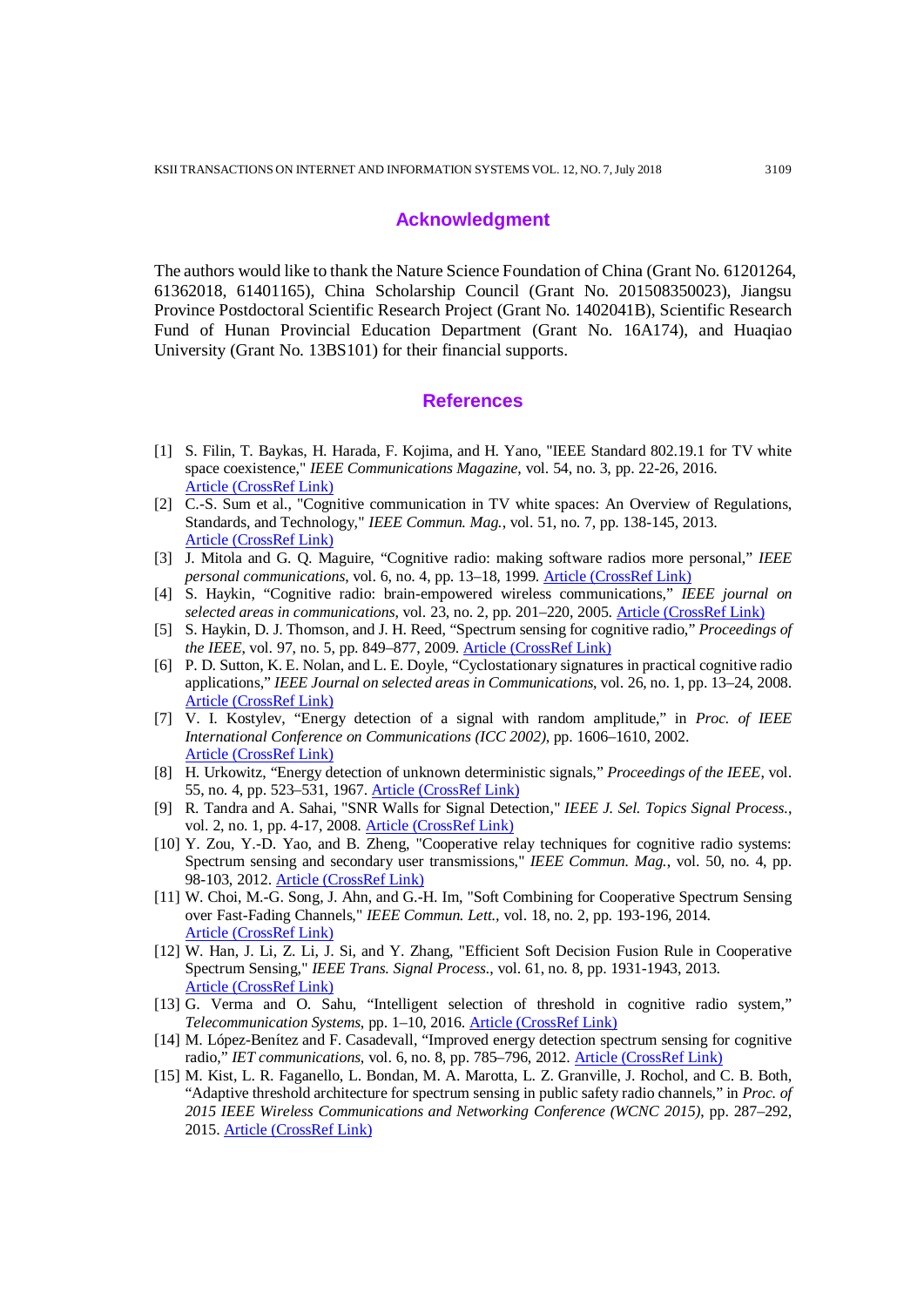## Acknowledgment

The authors would like to thank the Nature Science Foundation of China (Grant No. 61201264, 61362018, 61401165), China Scholarship Council (Grant No. 201508350023), Jiangsu Province Postdoctoral Scientific Research Project (Grant No. 1402041B), Scientific Research Fund of Hunan Provincial Education Department (Grant No. 16A174), and Huaqiao University (Grant No. 13BS101) for their financial supports.

## References

[1] S. Filin, T. Baykas, H. Harada, F. Kojima, and H. Yano, "IEEE Standard 802.19.1 for TV white space coexistence," *IEEE Communications Magazine*, vol. 54, no. 3, pp. 22-26, 2016. Article (CrossRef Link)

[2] C.-S. Sum et al., "Cognitive communication in TV white spaces: An Overview of Regulations, Standards, and Technology," *IEEE Commun. Mag.*, vol. 51, no. 7, pp. 138-145, 2013. Article (CrossRef Link)

[3] J. Mitola and G. Q. Maguire, "Cognitive radio: making software radios more personal," *IEEE personal communications*, vol. 6, no. 4, pp. 13–18, 1999. Article (CrossRef Link)

[4] S. Haykin, "Cognitive radio: brain-empowered wireless communications," *IEEE journal on selected areas in communications*, vol. 23, no. 2, pp. 201–220, 2005. Article (CrossRef Link)

[5] S. Haykin, D. J. Thomson, and J. H. Reed, "Spectrum sensing for cognitive radio," *Proceedings of the IEEE*, vol. 97, no. 5, pp. 849–877, 2009. Article (CrossRef Link)

[6] P. D. Sutton, K. E. Nolan, and L. E. Doyle, "Cyclostationary signatures in practical cognitive radio applications," *IEEE Journal on selected areas in Communications*, vol. 26, no. 1, pp. 13–24, 2008. Article (CrossRef Link)

[7] V. I. Kostylev, "Energy detection of a signal with random amplitude," in *Proc. of IEEE International Conference on Communications (ICC 2002)*, pp. 1606–1610, 2002. Article (CrossRef Link)

[8] H. Urkowitz, "Energy detection of unknown deterministic signals," *Proceedings of the IEEE*, vol. 55, no. 4, pp. 523–531, 1967. Article (CrossRef Link)

[9] R. Tandra and A. Sahai, "SNR Walls for Signal Detection," *IEEE J. Sel. Topics Signal Process.*, vol. 2, no. 1, pp. 4-17, 2008. Article (CrossRef Link)

[10] Y. Zou, Y.-D. Yao, and B. Zheng, "Cooperative relay techniques for cognitive radio systems: Spectrum sensing and secondary user transmissions," *IEEE Commun. Mag.*, vol. 50, no. 4, pp. 98-103, 2012. Article (CrossRef Link)

[11] W. Choi, M.-G. Song, J. Ahn, and G.-H. Im, "Soft Combining for Cooperative Spectrum Sensing over Fast-Fading Channels," *IEEE Commun. Lett.*, vol. 18, no. 2, pp. 193-196, 2014. Article (CrossRef Link)

[12] W. Han, J. Li, Z. Li, J. Si, and Y. Zhang, "Efficient Soft Decision Fusion Rule in Cooperative Spectrum Sensing," *IEEE Trans. Signal Process.*, vol. 61, no. 8, pp. 1931-1943, 2013. Article (CrossRef Link)

[13] G. Verma and O. Sahu, "Intelligent selection of threshold in cognitive radio system," *Telecommunication Systems*, pp. 1–10, 2016. Article (CrossRef Link)

[14] M. López-Benítez and F. Casadevall, "Improved energy detection spectrum sensing for cognitive radio," *IET communications*, vol. 6, no. 8, pp. 785–796, 2012. Article (CrossRef Link)

[15] M. Kist, L. R. Faganello, L. Bondan, M. A. Marotta, L. Z. Granville, J. Rochol, and C. B. Both, "Adaptive threshold architecture for spectrum sensing in public safety radio channels," in *Proc. of 2015 IEEE Wireless Communications and Networking Conference (WCNC 2015)*, pp. 287–292, 2015. Article (CrossRef Link)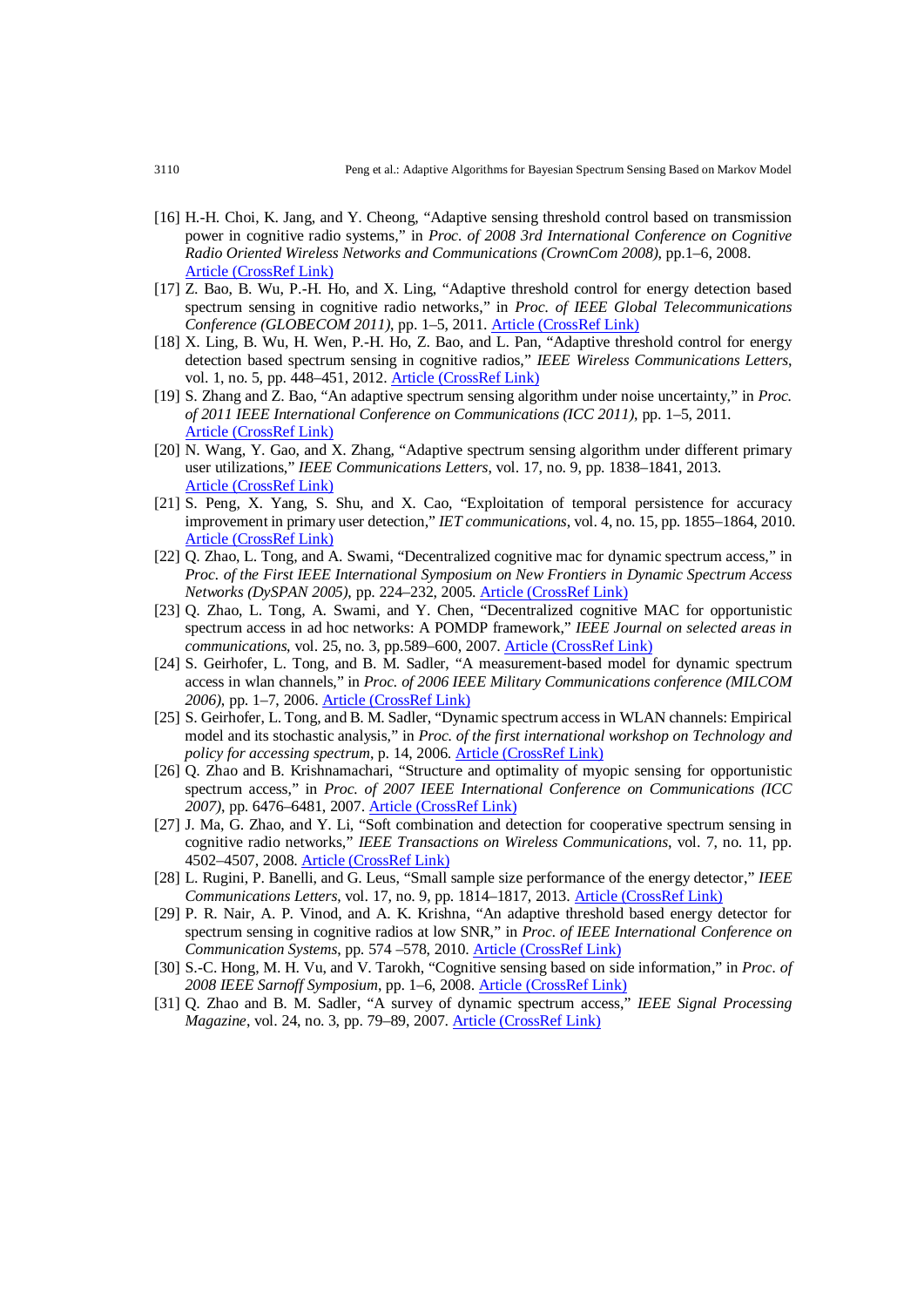[16] H.-H. Choi, K. Jang, and Y. Cheong, "Adaptive sensing threshold control based on transmission power in cognitive radio systems," in *Proc. of 2008 3rd International Conference on Cognitive Radio Oriented Wireless Networks and Communications (CrownCom 2008)*, pp.1–6, 2008. Article (CrossRef Link)

[17] Z. Bao, B. Wu, P.-H. Ho, and X. Ling, "Adaptive threshold control for energy detection based spectrum sensing in cognitive radio networks," in *Proc. of IEEE Global Telecommunications Conference (GLOBECOM 2011)*, pp. 1–5, 2011. Article (CrossRef Link)

[18] X. Ling, B. Wu, H. Wen, P.-H. Ho, Z. Bao, and L. Pan, "Adaptive threshold control for energy detection based spectrum sensing in cognitive radios," *IEEE Wireless Communications Letters*, vol. 1, no. 5, pp. 448–451, 2012. Article (CrossRef Link)

[19] S. Zhang and Z. Bao, "An adaptive spectrum sensing algorithm under noise uncertainty," in *Proc. of 2011 IEEE International Conference on Communications (ICC 2011)*, pp. 1–5, 2011. Article (CrossRef Link)

[20] N. Wang, Y. Gao, and X. Zhang, "Adaptive spectrum sensing algorithm under different primary user utilizations," *IEEE Communications Letters*, vol. 17, no. 9, pp. 1838–1841, 2013. Article (CrossRef Link)

[21] S. Peng, X. Yang, S. Shu, and X. Cao, "Exploitation of temporal persistence for accuracy improvement in primary user detection," *IET communications*, vol. 4, no. 15, pp. 1855–1864, 2010. Article (CrossRef Link)

[22] Q. Zhao, L. Tong, and A. Swami, "Decentralized cognitive mac for dynamic spectrum access," in *Proc. of the First IEEE International Symposium on New Frontiers in Dynamic Spectrum Access Networks (DySPAN 2005)*, pp. 224–232, 2005. Article (CrossRef Link)

[23] Q. Zhao, L. Tong, A. Swami, and Y. Chen, "Decentralized cognitive MAC for opportunistic spectrum access in ad hoc networks: A POMDP framework," *IEEE Journal on selected areas in communications*, vol. 25, no. 3, pp.589–600, 2007. Article (CrossRef Link)

[24] S. Geirhofer, L. Tong, and B. M. Sadler, "A measurement-based model for dynamic spectrum access in wlan channels," in *Proc. of 2006 IEEE Military Communications conference (MILCOM 2006)*, pp. 1–7, 2006. Article (CrossRef Link)

[25] S. Geirhofer, L. Tong, and B. M. Sadler, "Dynamic spectrum access in WLAN channels: Empirical model and its stochastic analysis," in *Proc. of the first international workshop on Technology and policy for accessing spectrum*, p. 14, 2006. Article (CrossRef Link)

[26] Q. Zhao and B. Krishnamachari, "Structure and optimality of myopic sensing for opportunistic spectrum access," in *Proc. of 2007 IEEE International Conference on Communications (ICC 2007)*, pp. 6476–6481, 2007. Article (CrossRef Link)

[27] J. Ma, G. Zhao, and Y. Li, "Soft combination and detection for cooperative spectrum sensing in cognitive radio networks," *IEEE Transactions on Wireless Communications*, vol. 7, no. 11, pp. 4502–4507, 2008. Article (CrossRef Link)

[28] L. Rugini, P. Banelli, and G. Leus, "Small sample size performance of the energy detector," *IEEE Communications Letters*, vol. 17, no. 9, pp. 1814–1817, 2013. Article (CrossRef Link)

[29] P. R. Nair, A. P. Vinod, and A. K. Krishna, "An adaptive threshold based energy detector for spectrum sensing in cognitive radios at low SNR," in *Proc. of IEEE International Conference on Communication Systems*, pp. 574 –578, 2010. Article (CrossRef Link)

[30] S.-C. Hong, M. H. Vu, and V. Tarokh, "Cognitive sensing based on side information," in *Proc. of 2008 IEEE Sarnoff Symposium*, pp. 1–6, 2008. Article (CrossRef Link)

[31] Q. Zhao and B. M. Sadler, "A survey of dynamic spectrum access," *IEEE Signal Processing Magazine*, vol. 24, no. 3, pp. 79–89, 2007. Article (CrossRef Link)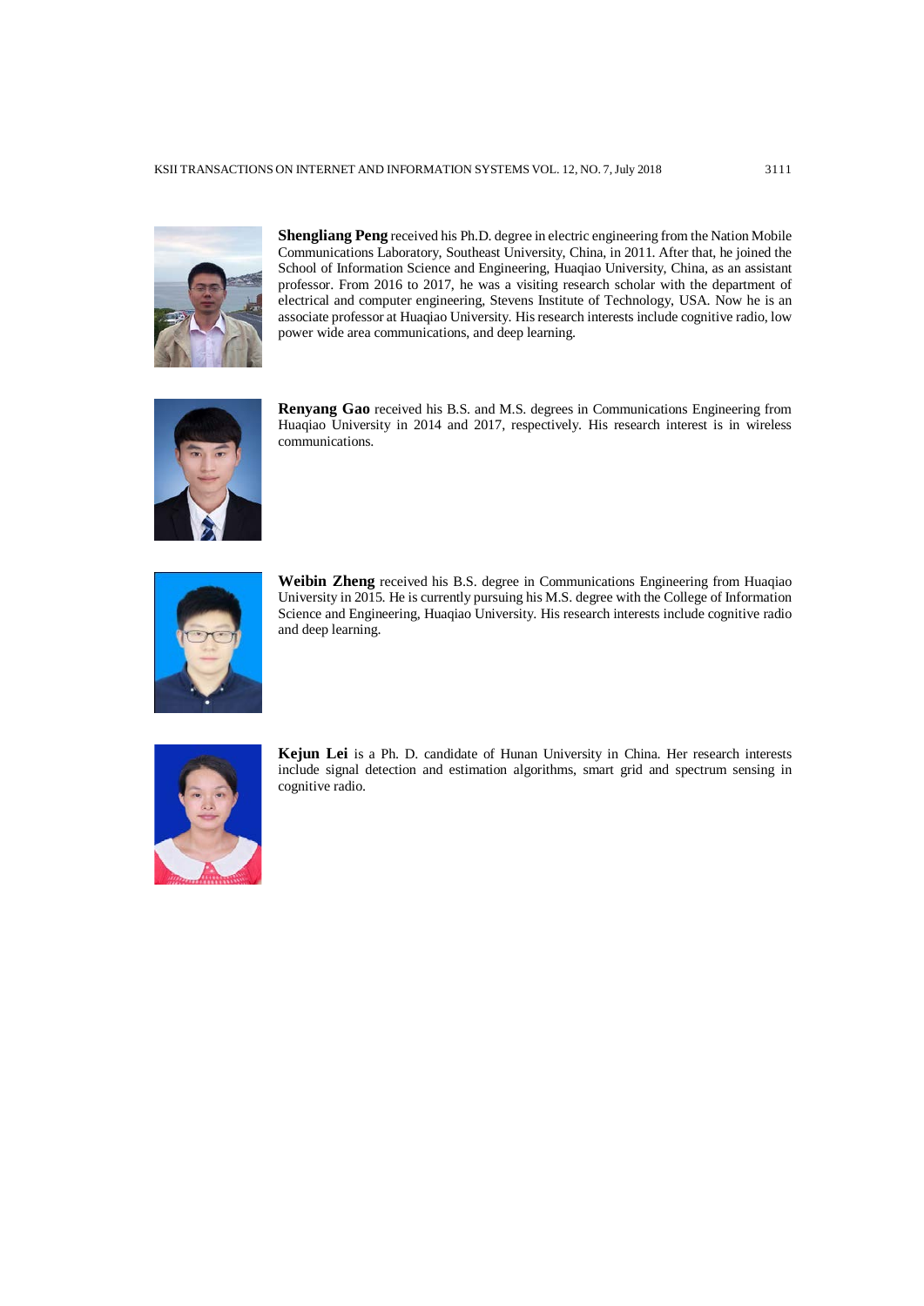**Shengliang Peng** received his Ph.D. degree in electric engineering from the Nation Mobile Communications Laboratory, Southeast University, China, in 2011. After that, he joined the School of Information Science and Engineering, Huaqiao University, China, as an assistant professor. From 2016 to 2017, he was a visiting research scholar with the department of electrical and computer engineering, Stevens Institute of Technology, USA. Now he is an associate professor at Huaqiao University. His research interests include cognitive radio, low power wide area communications, and deep learning.

**Renyang Gao** received his B.S. and M.S. degrees in Communications Engineering from Huaqiao University in 2014 and 2017, respectively. His research interest is in wireless communications.

**Weibin Zheng** received his B.S. degree in Communications Engineering from Huaqiao University in 2015. He is currently pursuing his M.S. degree with the College of Information Science and Engineering, Huaqiao University. His research interests include cognitive radio and deep learning.

**Kejun Lei** is a Ph. D. candidate of Hunan University in China. Her research interests include signal detection and estimation algorithms, smart grid and spectrum sensing in cognitive radio.